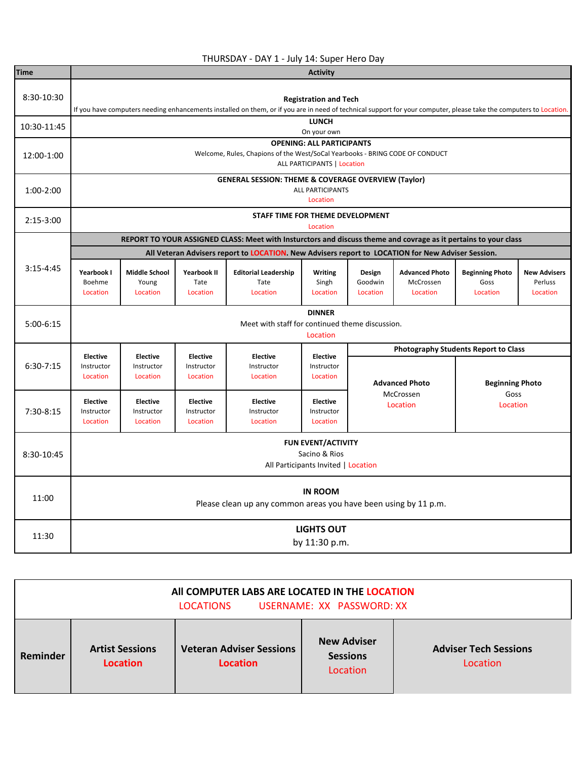# THURSDAY - DAY 1 - July 14: Super Hero Day

| Time | Activity | | | | | | | | |
|---|---|---|---|---|---|---|---|---|---|
| 8:30-10:30 | **Registration and Tech**<br>If you have computers needing enhancements installed on them, or if you are in need of technical support for your computer, please take the computers to Location. | | | | | | | | |
| 10:30-11:45 | **LUNCH**<br>On your own | | | | | | | | |
| 12:00-1:00 | **OPENING: ALL PARTICIPANTS**<br>Welcome, Rules, Chapions of the West/SoCal Yearbooks - BRING CODE OF CONDUCT<br>ALL PARTICIPANTS \| Location | | | | | | | | |
| 1:00-2:00 | **GENERAL SESSION: THEME & COVERAGE OVERVIEW (Taylor)**<br>ALL PARTICIPANTS<br>Location | | | | | | | | |
| 2:15-3:00 | **STAFF TIME FOR THEME DEVELOPMENT**<br>Location | | | | | | | | |
| 3:15-4:45 | **REPORT TO YOUR ASSIGNED CLASS: Meet with Insturctors and discuss theme and covrage as it pertains to your class** | | | | | | | | |
| | **All Veteran Advisers report to LOCATION. New Advisers report to LOCATION for New Adviser Session.** | | | | | | | | |
| | **Yearbook I**<br>Boehme<br>Location | **Middle School**<br>Young<br>Location | **Yearbook II**<br>Tate<br>Location | **Editorial Leadership**<br>Tate<br>Location | **Writing**<br>Singh<br>Location | **Design**<br>Goodwin<br>Location | **Advanced Photo**<br>McCrossen<br>Location | **Beginning Photo**<br>Goss<br>Location | **New Advisers**<br>Perluss<br>Location |
| 5:00-6:15 | **DINNER**<br>Meet with staff for continued theme discussion.<br>Location | | | | | | | | |
| 6:30-7:15 | **Elective**<br>Instructor<br>Location | **Elective**<br>Instructor<br>Location | **Elective**<br>Instructor<br>Location | **Elective**<br>Instructor<br>Location | **Elective**<br>Instructor<br>Location | **Photography Students Report to Class**<br>**Advanced Photo**<br>McCrossen<br>Location | | **Beginning Photo**<br>Goss<br>Location | |
| 7:30-8:15 | **Elective**<br>Instructor<br>Location | **Elective**<br>Instructor<br>Location | **Elective**<br>Instructor<br>Location | **Elective**<br>Instructor<br>Location | **Elective**<br>Instructor<br>Location | | | | |
| 8:30-10:45 | **FUN EVENT/ACTIVITY**<br>Sacino & Rios<br>All Participants Invited \| Location | | | | | | | | |
| 11:00 | **IN ROOM**<br>Please clean up any common areas you have been using by 11 p.m. | | | | | | | | |
| 11:30 | **LIGHTS OUT**<br>by 11:30 p.m. | | | | | | | | |

| **All COMPUTER LABS ARE LOCATED IN THE LOCATION**<br>LOCATIONS USERNAME: XX PASSWORD: XX | | | | |
|---|---|---|---|---|
| **Reminder** | **Artist Sessions**<br>**Location** | **Veteran Adviser Sessions**<br>**Location** | **New Adviser Sessions**<br>Location | **Adviser Tech Sessions**<br>Location |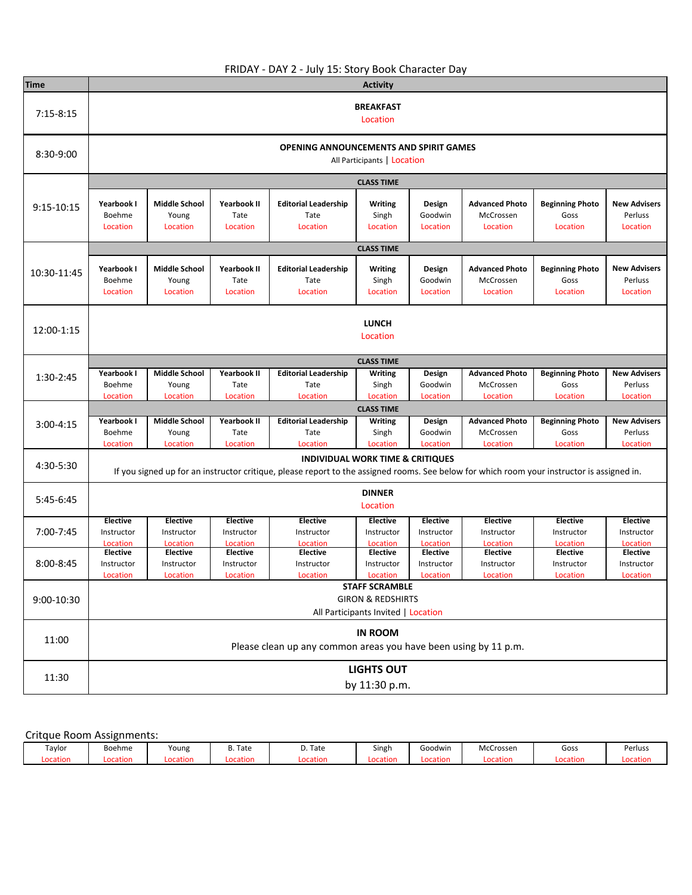FRIDAY - DAY 2 - July 15: Story Book Character Day

| Time | Activity | | | | | | | | |
|---|---|---|---|---|---|---|---|---|---|
| 7:15-8:15 | **BREAKFAST** Location | | | | | | | | |
| 8:30-9:00 | **OPENING ANNOUNCEMENTS AND SPIRIT GAMES** All Participants \| Location | | | | | | | | |
| 9:15-10:15 | **CLASS TIME** | | | | | | | | |
| | **Yearbook I** Boehme Location | **Middle School** Young Location | **Yearbook II** Tate Location | **Editorial Leadership** Tate Location | **Writing** Singh Location | **Design** Goodwin Location | **Advanced Photo** McCrossen Location | **Beginning Photo** Goss Location | **New Advisers** Perluss Location |
| 10:30-11:45 | **CLASS TIME** | | | | | | | | |
| | **Yearbook I** Boehme Location | **Middle School** Young Location | **Yearbook II** Tate Location | **Editorial Leadership** Tate Location | **Writing** Singh Location | **Design** Goodwin Location | **Advanced Photo** McCrossen Location | **Beginning Photo** Goss Location | **New Advisers** Perluss Location |
| 12:00-1:15 | **LUNCH** Location | | | | | | | | |
| 1:30-2:45 | **CLASS TIME** | | | | | | | | |
| | **Yearbook I** Boehme Location | **Middle School** Young Location | **Yearbook II** Tate Location | **Editorial Leadership** Tate Location | **Writing** Singh Location | **Design** Goodwin Location | **Advanced Photo** McCrossen Location | **Beginning Photo** Goss Location | **New Advisers** Perluss Location |
| 3:00-4:15 | **CLASS TIME** | | | | | | | | |
| | **Yearbook I** Boehme Location | **Middle School** Young Location | **Yearbook II** Tate Location | **Editorial Leadership** Tate Location | **Writing** Singh Location | **Design** Goodwin Location | **Advanced Photo** McCrossen Location | **Beginning Photo** Goss Location | **New Advisers** Perluss Location |
| 4:30-5:30 | **INDIVIDUAL WORK TIME & CRITIQUES** If you signed up for an instructor critique, please report to the assigned rooms. See below for which room your instructor is assigned in. | | | | | | | | |
| 5:45-6:45 | **DINNER** Location | | | | | | | | |
| 7:00-7:45 | **Elective** Instructor Location | **Elective** Instructor Location | **Elective** Instructor Location | **Elective** Instructor Location | **Elective** Instructor Location | **Elective** Instructor Location | **Elective** Instructor Location | **Elective** Instructor Location | **Elective** Instructor Location |
| 8:00-8:45 | **Elective** Instructor Location | **Elective** Instructor Location | **Elective** Instructor Location | **Elective** Instructor Location | **Elective** Instructor Location | **Elective** Instructor Location | **Elective** Instructor Location | **Elective** Instructor Location | **Elective** Instructor Location |
| 9:00-10:30 | **STAFF SCRAMBLE** GIRON & REDSHIRTS All Participants Invited \| Location | | | | | | | | |
| 11:00 | **IN ROOM** Please clean up any common areas you have been using by 11 p.m. | | | | | | | | |
| 11:30 | **LIGHTS OUT** by 11:30 p.m. | | | | | | | | |

Critque Room Assignments:

| Taylor | Boehme | Young | B. Tate | D. Tate | Singh | Goodwin | McCrossen | Goss | Perluss |
|---|---|---|---|---|---|---|---|---|---|
| Location | Location | Location | Location | Location | Location | Location | Location | Location | Location |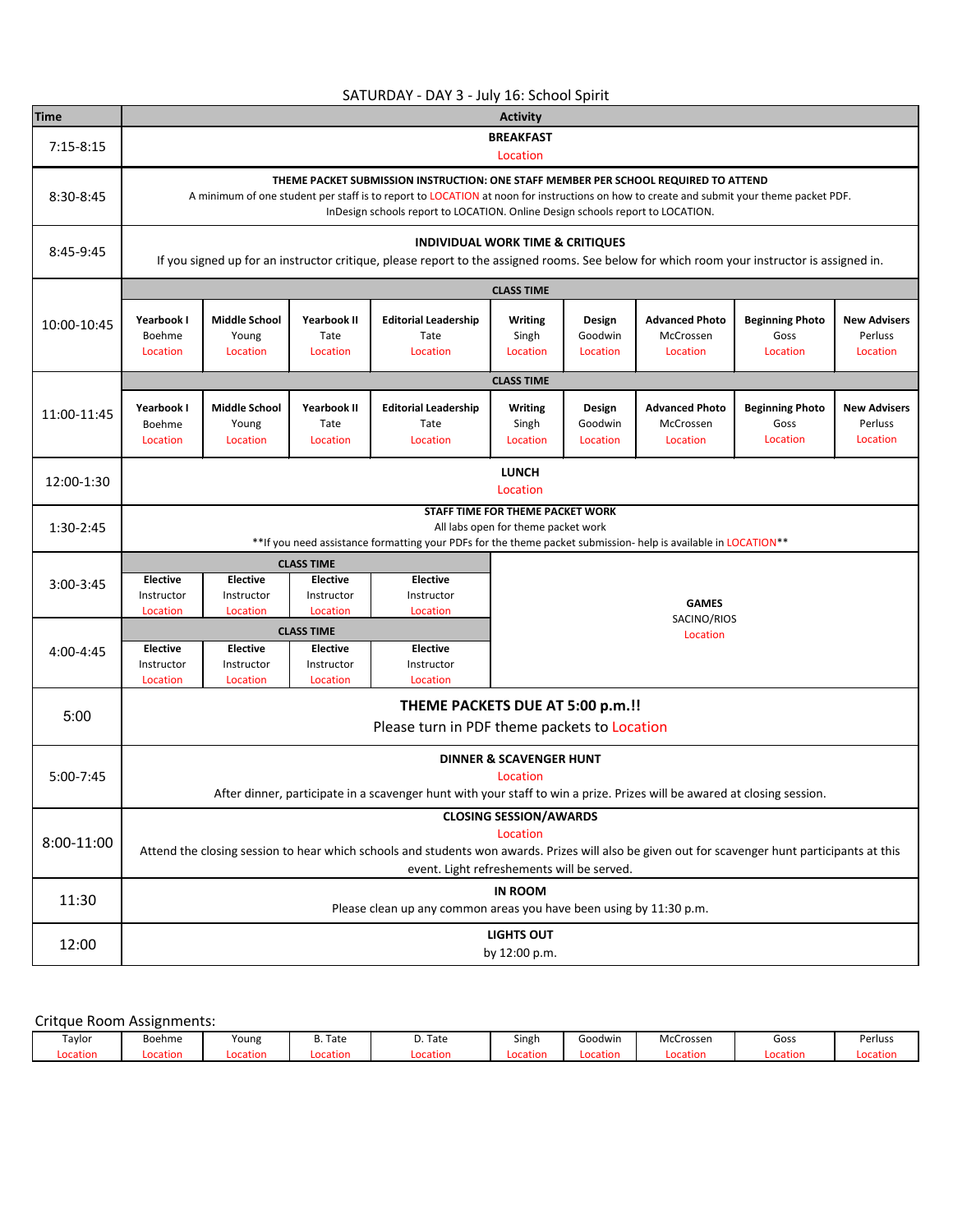SATURDAY - DAY 3 - July 16: School Spirit

| Time | Activity | | | | | | | | |
|---|---|---|---|---|---|---|---|---|---|
| 7:15-8:15 | **BREAKFAST** Location | | | | | | | | |
| 8:30-8:45 | **THEME PACKET SUBMISSION INSTRUCTION: ONE STAFF MEMBER PER SCHOOL REQUIRED TO ATTEND** A minimum of one student per staff is to report to LOCATION at noon for instructions on how to create and submit your theme packet PDF. InDesign schools report to LOCATION. Online Design schools report to LOCATION. | | | | | | | | |
| 8:45-9:45 | **INDIVIDUAL WORK TIME & CRITIQUES** If you signed up for an instructor critique, please report to the assigned rooms. See below for which room your instructor is assigned in. | | | | | | | | |
| 10:00-10:45 | **CLASS TIME** | | | | | | | | |
| | **Yearbook I** Boehme Location | **Middle School** Young Location | **Yearbook II** Tate Location | **Editorial Leadership** Tate Location | **Writing** Singh Location | **Design** Goodwin Location | **Advanced Photo** McCrossen Location | **Beginning Photo** Goss Location | **New Advisers** Perluss Location |
| 11:00-11:45 | **CLASS TIME** | | | | | | | | |
| | **Yearbook I** Boehme Location | **Middle School** Young Location | **Yearbook II** Tate Location | **Editorial Leadership** Tate Location | **Writing** Singh Location | **Design** Goodwin Location | **Advanced Photo** McCrossen Location | **Beginning Photo** Goss Location | **New Advisers** Perluss Location |
| 12:00-1:30 | **LUNCH** Location | | | | | | | | |
| 1:30-2:45 | **STAFF TIME FOR THEME PACKET WORK** All labs open for theme packet work **If you need assistance formatting your PDFs for the theme packet submission- help is available in LOCATION** | | | | | | | | |
| 3:00-3:45 | **CLASS TIME** | | | | **GAMES** SACINO/RIOS Location | | | | |
| | **Elective** Instructor Location | **Elective** Instructor Location | **Elective** Instructor Location | **Elective** Instructor Location | | | | | |
| 4:00-4:45 | **CLASS TIME** | | | | | | | | |
| | **Elective** Instructor Location | **Elective** Instructor Location | **Elective** Instructor Location | **Elective** Instructor Location | | | | | |
| 5:00 | **THEME PACKETS DUE AT 5:00 p.m.!!** Please turn in PDF theme packets to Location | | | | | | | | |
| 5:00-7:45 | **DINNER & SCAVENGER HUNT** Location After dinner, participate in a scavenger hunt with your staff to win a prize. Prizes will be awared at closing session. | | | | | | | | |
| 8:00-11:00 | **CLOSING SESSION/AWARDS** Location Attend the closing session to hear which schools and students won awards. Prizes will also be given out for scavenger hunt participants at this event. Light refreshements will be served. | | | | | | | | |
| 11:30 | **IN ROOM** Please clean up any common areas you have been using by 11:30 p.m. | | | | | | | | |
| 12:00 | **LIGHTS OUT** by 12:00 p.m. | | | | | | | | |

Critque Room Assignments:

| Taylor | Boehme | Young | B. Tate | D. Tate | Singh | Goodwin | McCrossen | Goss | Perluss |
|---|---|---|---|---|---|---|---|---|---|
| Location | Location | Location | Location | Location | Location | Location | Location | Location | Location |